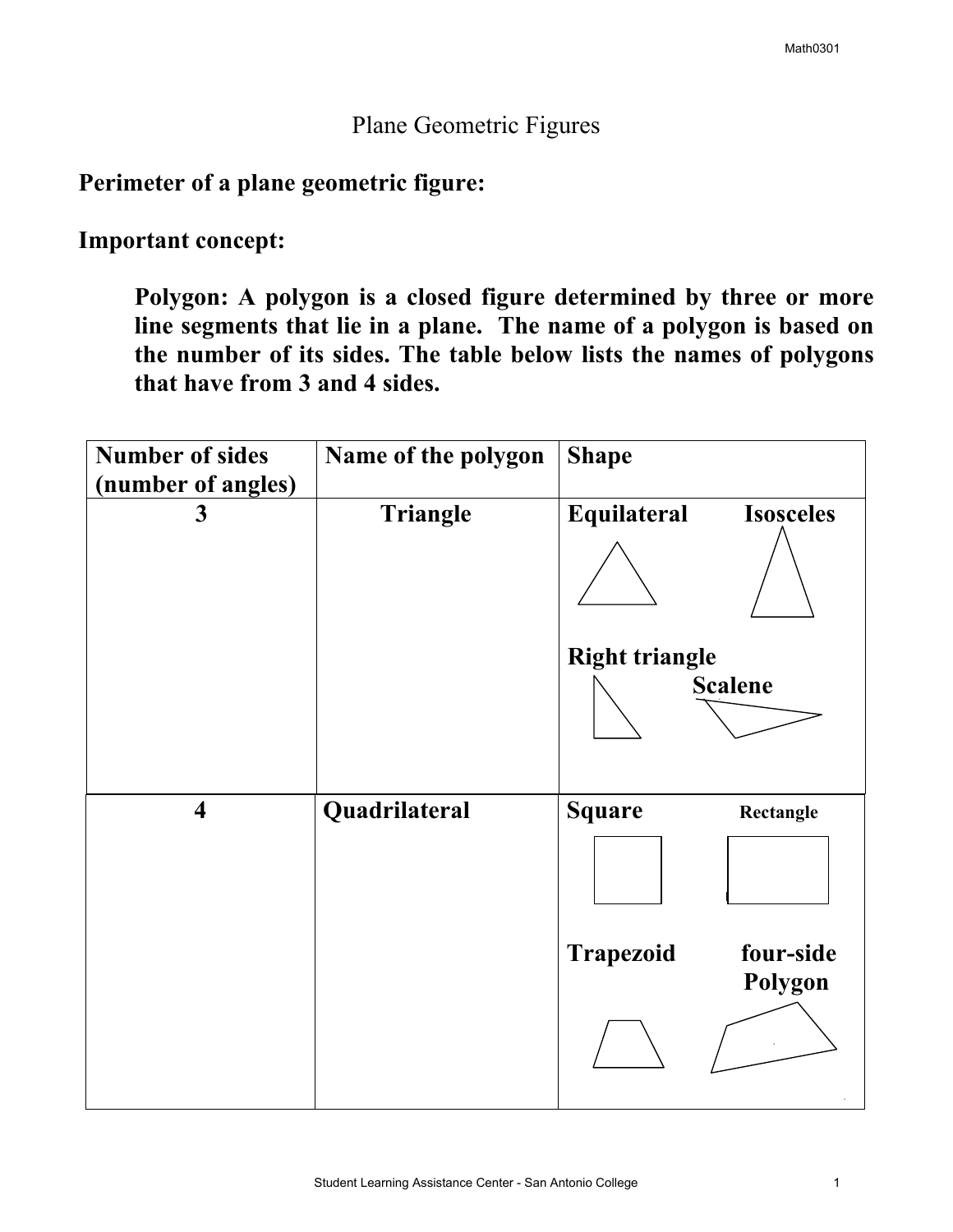# Plane Geometric Figures

**Perimeter of a plane geometric figure:**

**Important concept:**

> **Polygon: A polygon is a closed figure determined by three or more line segments that lie in a plane. The name of a polygon is based on the number of its sides. The table below lists the names of polygons that have from 3 and 4 sides.**

| Number of sides (number of angles) | Name of the polygon | Shape |
|---|---|---|
| **3** | **Triangle** | **Equilateral** **Isosceles** **Right triangle** **Scalene** |
| **4** | **Quadrilateral** | **Square** **Rectangle** **Trapezoid** **four-side Polygon** |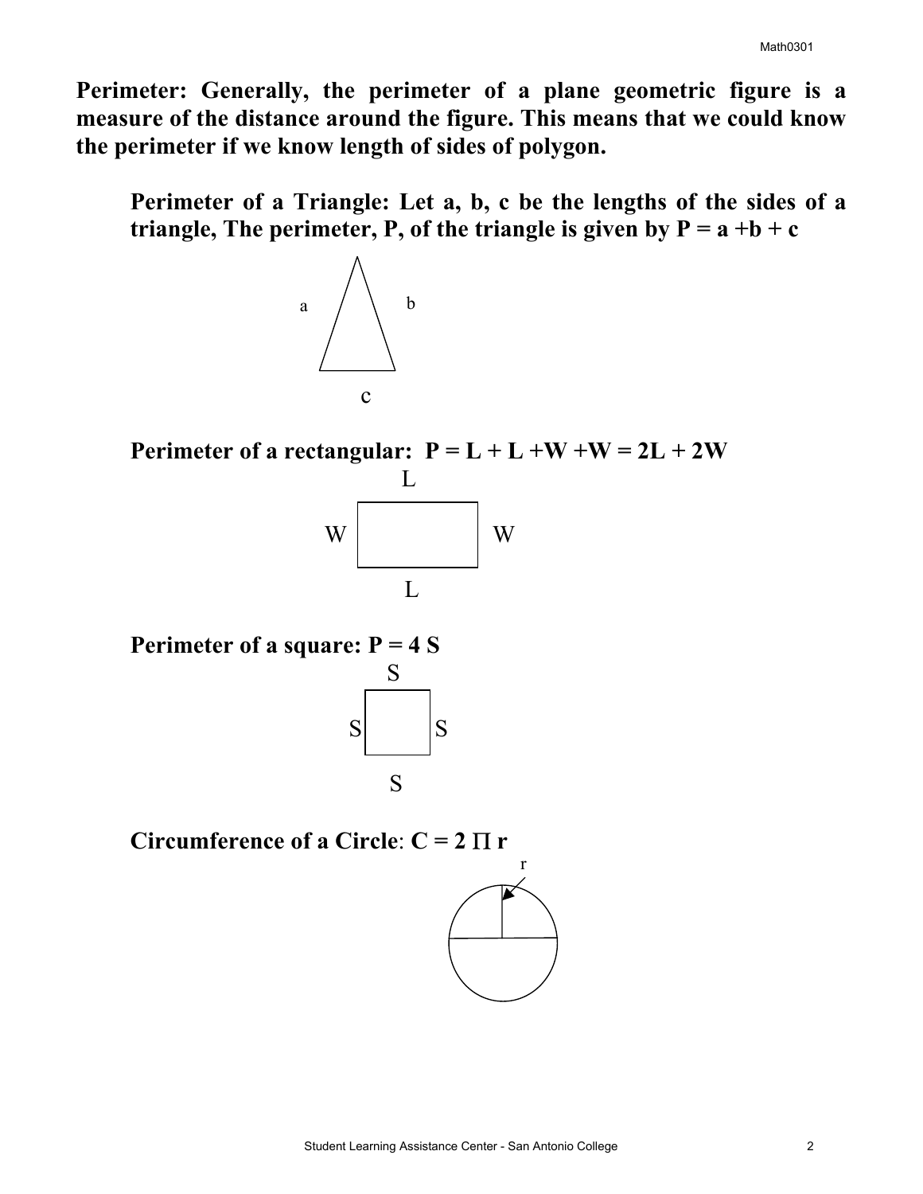**Perimeter: Generally, the perimeter of a plane geometric figure is a measure of the distance around the figure. This means that we could know the perimeter if we know length of sides of polygon.**

**Perimeter of a Triangle: Let a, b, c be the lengths of the sides of a triangle, The perimeter, P, of the triangle is given by $P = a + b + c$**

**Perimeter of a rectangular: $P = L + L + W + W = 2L + 2W$**

**Perimeter of a square: $P = 4S$**

**Circumference of a Circle: $C = 2\pi r$**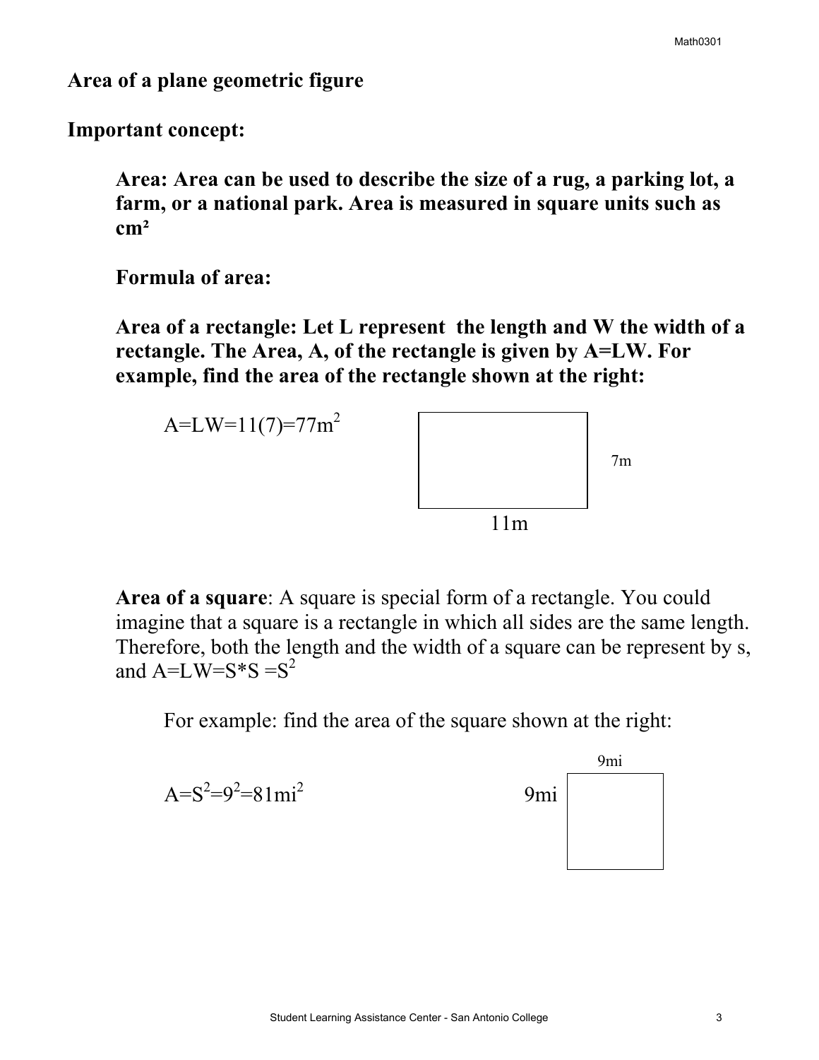**Area of a plane geometric figure**

**Important concept:**

**Area: Area can be used to describe the size of a rug, a parking lot, a farm, or a national park. Area is measured in square units such as $cm^2$**

**Formula of area:**

**Area of a rectangle: Let L represent the length and W the width of a rectangle. The Area, A, of the rectangle is given by A=LW. For example, find the area of the rectangle shown at the right:**

$A=LW=11(7)=77m^2$

7m

11m

**Area of a square**: A square is special form of a rectangle. You could imagine that a square is a rectangle in which all sides are the same length. Therefore, both the length and the width of a square can be represent by s, and $A=LW=S*S=S^2$

For example: find the area of the square shown at the right:

9mi

$A=S^2=9^2=81mi^2$

9mi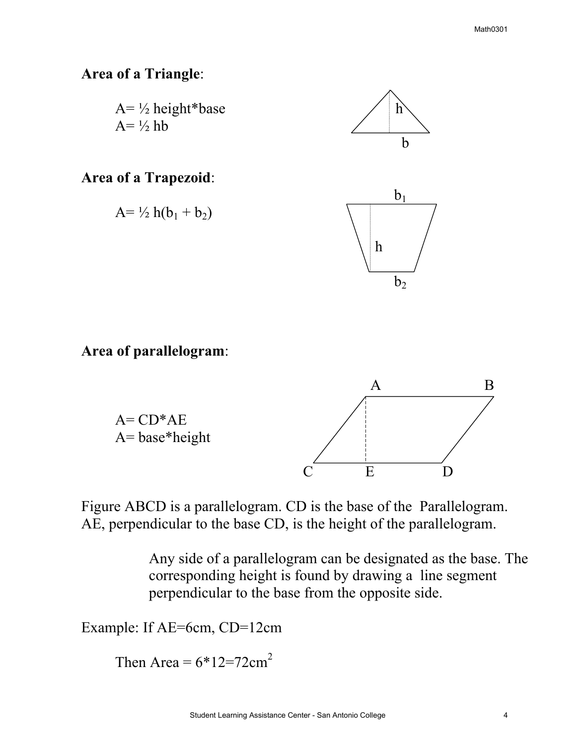**Area of a Triangle**:

$A = \frac{1}{2}$ height*base
$A = \frac{1}{2} hb$

h

b

**Area of a Trapezoid**:

$A = \frac{1}{2} h(b_1 + b_2)$

$b_1$

h

$b_2$

**Area of parallelogram**:

A= CD*AE
A= base*height

A B

C E D

Figure ABCD is a parallelogram. CD is the base of the Parallelogram. AE, perpendicular to the base CD, is the height of the parallelogram.

> Any side of a parallelogram can be designated as the base. The corresponding height is found by drawing a line segment perpendicular to the base from the opposite side.

Example: If AE=6cm, CD=12cm

Then Area = $6*12=72cm^2$